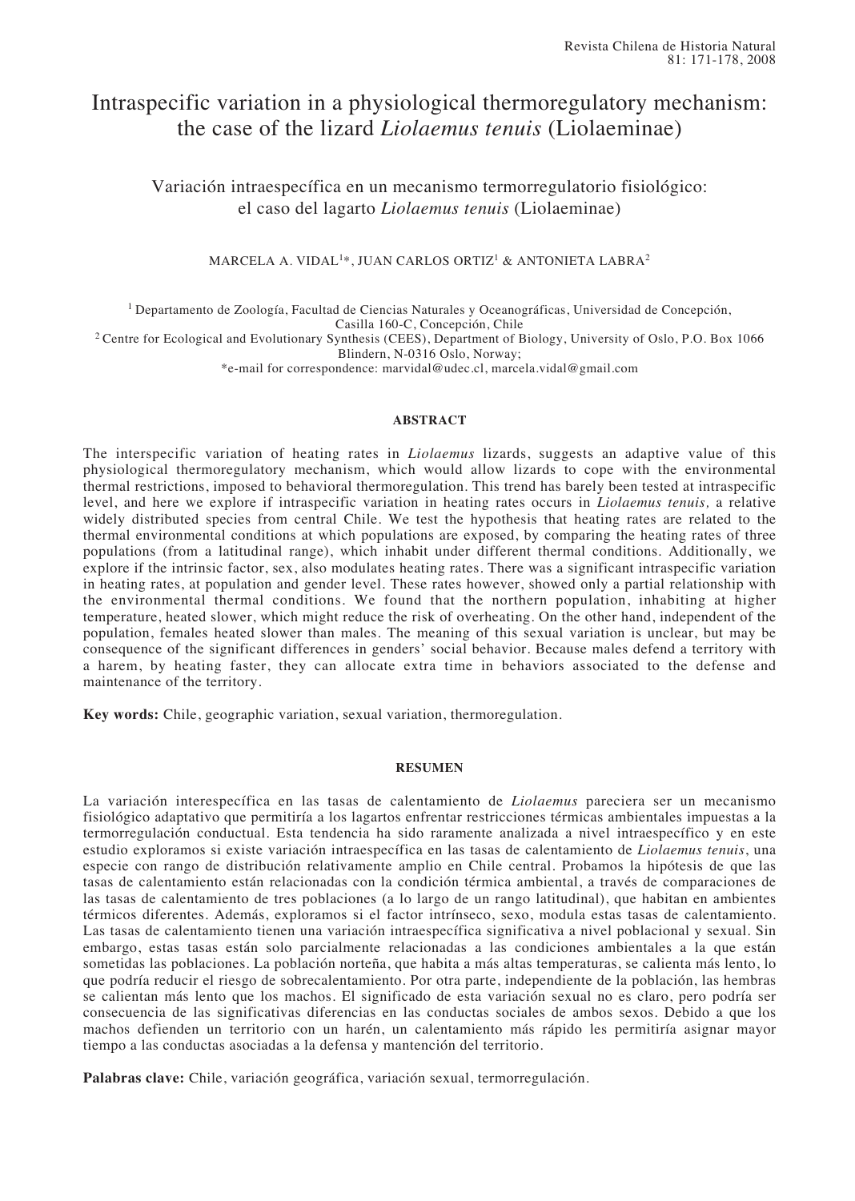# Intraspecific variation in a physiological thermoregulatory mechanism: the case of the lizard *Liolaemus tenuis* (Liolaeminae)

## Variación intraespecífica en un mecanismo termorregulatorio fisiológico: el caso del lagarto *Liolaemus tenuis* (Liolaeminae)

MARCELA A. VIDAL[1]*, JUAN CARLOS ORTIZ[1] & ANTONIETA LABRA[2]

[1] Departamento de Zoología, Facultad de Ciencias Naturales y Oceanográficas, Universidad de Concepción, Casilla 160-C, Concepción, Chile

[2] Centre for Ecological and Evolutionary Synthesis (CEES), Department of Biology, University of Oslo, P.O. Box 1066 Blindern, N-0316 Oslo, Norway;

*e-mail for correspondence: marvidal@udec.cl, marcela.vidal@gmail.com

### ABSTRACT

The interspecific variation of heating rates in *Liolaemus* lizards, suggests an adaptive value of this physiological thermoregulatory mechanism, which would allow lizards to cope with the environmental thermal restrictions, imposed to behavioral thermoregulation. This trend has barely been tested at intraspecific level, and here we explore if intraspecific variation in heating rates occurs in *Liolaemus tenuis,* a relative widely distributed species from central Chile. We test the hypothesis that heating rates are related to the thermal environmental conditions at which populations are exposed, by comparing the heating rates of three populations (from a latitudinal range), which inhabit under different thermal conditions. Additionally, we explore if the intrinsic factor, sex, also modulates heating rates. There was a significant intraspecific variation in heating rates, at population and gender level. These rates however, showed only a partial relationship with the environmental thermal conditions. We found that the northern population, inhabiting at higher temperature, heated slower, which might reduce the risk of overheating. On the other hand, independent of the population, females heated slower than males. The meaning of this sexual variation is unclear, but may be consequence of the significant differences in genders' social behavior. Because males defend a territory with a harem, by heating faster, they can allocate extra time in behaviors associated to the defense and maintenance of the territory.

**Key words:** Chile, geographic variation, sexual variation, thermoregulation.

### RESUMEN

La variación interespecífica en las tasas de calentamiento de *Liolaemus* pareciera ser un mecanismo fisiológico adaptativo que permitiría a los lagartos enfrentar restricciones térmicas ambientales impuestas a la termorregulación conductual. Esta tendencia ha sido raramente analizada a nivel intraespecífico y en este estudio exploramos si existe variación intraespecífica en las tasas de calentamiento de *Liolaemus tenuis*, una especie con rango de distribución relativamente amplio en Chile central. Probamos la hipótesis de que las tasas de calentamiento están relacionadas con la condición térmica ambiental, a través de comparaciones de las tasas de calentamiento de tres poblaciones (a lo largo de un rango latitudinal), que habitan en ambientes térmicos diferentes. Además, exploramos si el factor intrínseco, sexo, modula estas tasas de calentamiento. Las tasas de calentamiento tienen una variación intraespecífica significativa a nivel poblacional y sexual. Sin embargo, estas tasas están solo parcialmente relacionadas a las condiciones ambientales a la que están sometidas las poblaciones. La población norteña, que habita a más altas temperaturas, se calienta más lento, lo que podría reducir el riesgo de sobrecalentamiento. Por otra parte, independiente de la población, las hembras se calientan más lento que los machos. El significado de esta variación sexual no es claro, pero podría ser consecuencia de las significativas diferencias en las conductas sociales de ambos sexos. Debido a que los machos defienden un territorio con un harén, un calentamiento más rápido les permitiría asignar mayor tiempo a las conductas asociadas a la defensa y mantención del territorio.

**Palabras clave:** Chile, variación geográfica, variación sexual, termorregulación.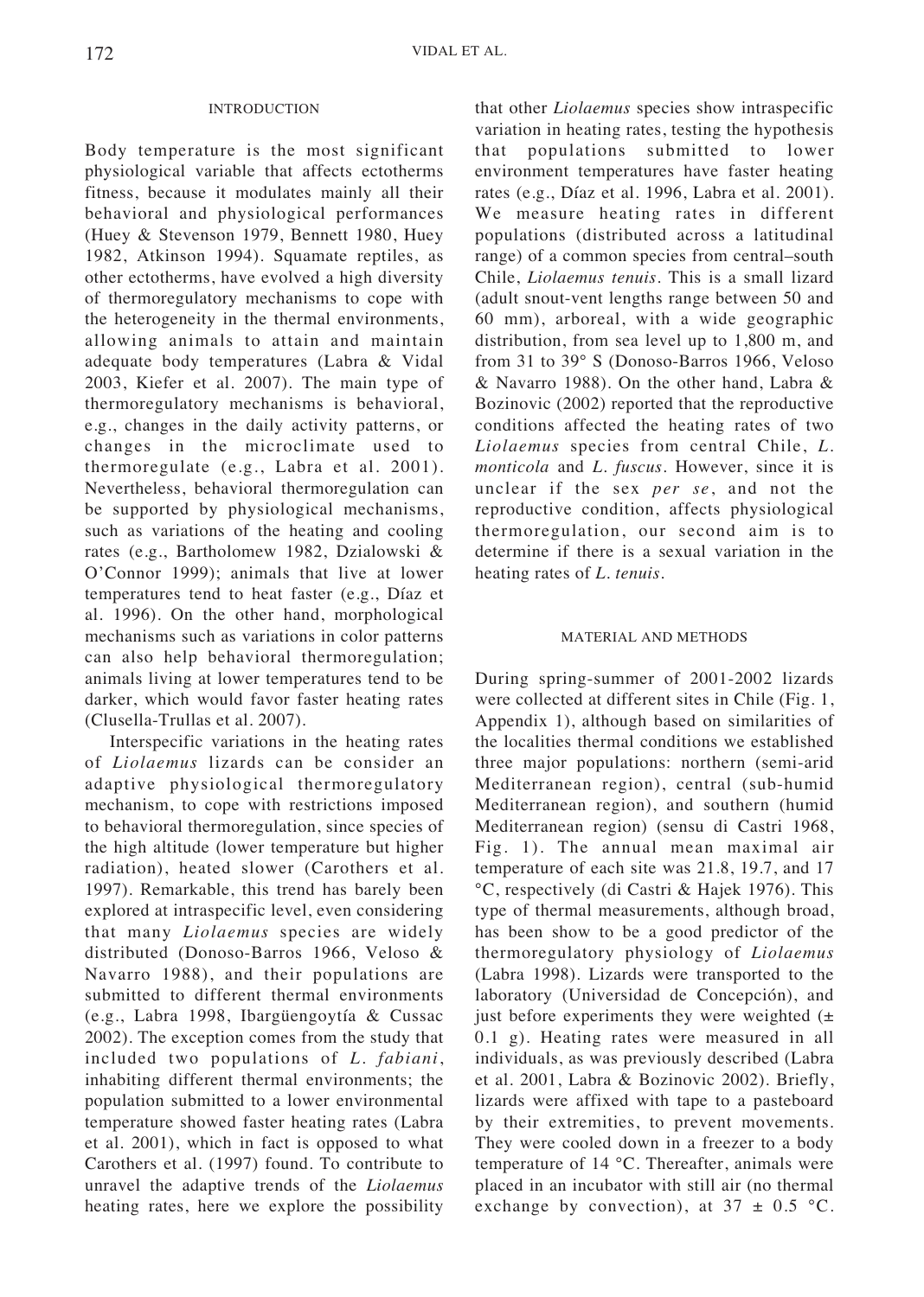## INTRODUCTION

Body temperature is the most significant physiological variable that affects ectotherms fitness, because it modulates mainly all their behavioral and physiological performances (Huey & Stevenson 1979, Bennett 1980, Huey 1982, Atkinson 1994). Squamate reptiles, as other ectotherms, have evolved a high diversity of thermoregulatory mechanisms to cope with the heterogeneity in the thermal environments, allowing animals to attain and maintain adequate body temperatures (Labra & Vidal 2003, Kiefer et al. 2007). The main type of thermoregulatory mechanisms is behavioral, e.g., changes in the daily activity patterns, or changes in the microclimate used to thermoregulate (e.g., Labra et al. 2001). Nevertheless, behavioral thermoregulation can be supported by physiological mechanisms, such as variations of the heating and cooling rates (e.g., Bartholomew 1982, Dzialowski & O'Connor 1999); animals that live at lower temperatures tend to heat faster (e.g., Díaz et al. 1996). On the other hand, morphological mechanisms such as variations in color patterns can also help behavioral thermoregulation; animals living at lower temperatures tend to be darker, which would favor faster heating rates (Clusella-Trullas et al. 2007).

Interspecific variations in the heating rates of *Liolaemus* lizards can be consider an adaptive physiological thermoregulatory mechanism, to cope with restrictions imposed to behavioral thermoregulation, since species of the high altitude (lower temperature but higher radiation), heated slower (Carothers et al. 1997). Remarkable, this trend has barely been explored at intraspecific level, even considering that many *Liolaemus* species are widely distributed (Donoso-Barros 1966, Veloso & Navarro 1988), and their populations are submitted to different thermal environments (e.g., Labra 1998, Ibargüengoytía & Cussac 2002). The exception comes from the study that included two populations of *L. fabiani*, inhabiting different thermal environments; the population submitted to a lower environmental temperature showed faster heating rates (Labra et al. 2001), which in fact is opposed to what Carothers et al. (1997) found. To contribute to unravel the adaptive trends of the *Liolaemus* heating rates, here we explore the possibility that other *Liolaemus* species show intraspecific variation in heating rates, testing the hypothesis that populations submitted to lower environment temperatures have faster heating rates (e.g., Díaz et al. 1996, Labra et al. 2001). We measure heating rates in different populations (distributed across a latitudinal range) of a common species from central–south Chile, *Liolaemus tenuis*. This is a small lizard (adult snout-vent lengths range between 50 and 60 mm), arboreal, with a wide geographic distribution, from sea level up to 1,800 m, and from 31 to 39° S (Donoso-Barros 1966, Veloso & Navarro 1988). On the other hand, Labra & Bozinovic (2002) reported that the reproductive conditions affected the heating rates of two *Liolaemus* species from central Chile, *L. monticola* and *L. fuscus*. However, since it is unclear if the sex *per se*, and not the reproductive condition, affects physiological thermoregulation, our second aim is to determine if there is a sexual variation in the heating rates of *L. tenuis*.

## MATERIAL AND METHODS

During spring-summer of 2001-2002 lizards were collected at different sites in Chile (Fig. 1, Appendix 1), although based on similarities of the localities thermal conditions we established three major populations: northern (semi-arid Mediterranean region), central (sub-humid Mediterranean region), and southern (humid Mediterranean region) (sensu di Castri 1968, Fig. 1). The annual mean maximal air temperature of each site was 21.8, 19.7, and 17 °C, respectively (di Castri & Hajek 1976). This type of thermal measurements, although broad, has been show to be a good predictor of the thermoregulatory physiology of *Liolaemus* (Labra 1998). Lizards were transported to the laboratory (Universidad de Concepción), and just before experiments they were weighted (± 0.1 g). Heating rates were measured in all individuals, as was previously described (Labra et al. 2001, Labra & Bozinovic 2002). Briefly, lizards were affixed with tape to a pasteboard by their extremities, to prevent movements. They were cooled down in a freezer to a body temperature of 14 °C. Thereafter, animals were placed in an incubator with still air (no thermal exchange by convection), at 37 ± 0.5 °C.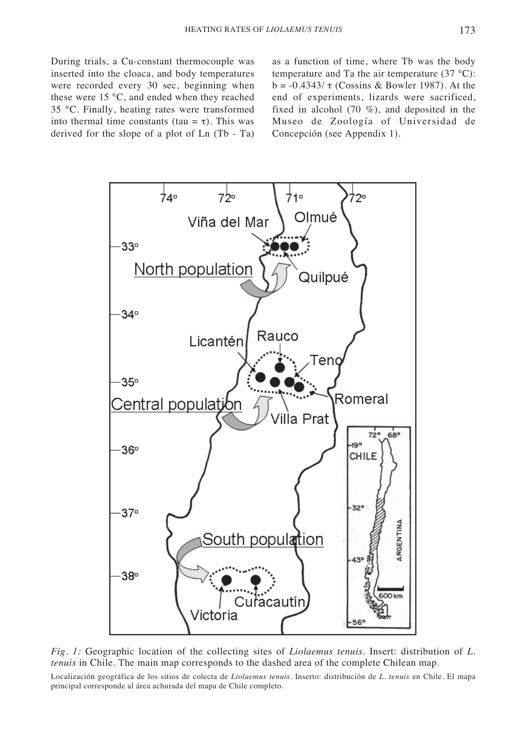During trials, a Cu-constant thermocouple was inserted into the cloaca, and body temperatures were recorded every 30 sec, beginning when these were 15 °C, and ended when they reached 35 °C. Finally, heating rates were transformed into thermal time constants (tau = $\tau$). This was derived for the slope of a plot of Ln (Tb - Ta) as a function of time, where Tb was the body temperature and Ta the air temperature (37 °C): $b = -0.4343/\tau$ (Cossins & Bowler 1987). At the end of experiments, lizards were sacrificed, fixed in alcohol (70 %), and deposited in the Museo de Zoología of Universidad de Concepción (see Appendix 1).

*Fig. 1:* Geographic location of the collecting sites of *Liolaemus tenuis*. Insert: distribution of *L. tenuis* in Chile. The main map corresponds to the dashed area of the complete Chilean map.

Localización geográfica de los sitios de colecta de *Liolaemus tenuis*. Inserto: distribución de *L. tenuis* en Chile. El mapa principal corresponde al área achurada del mapa de Chile completo.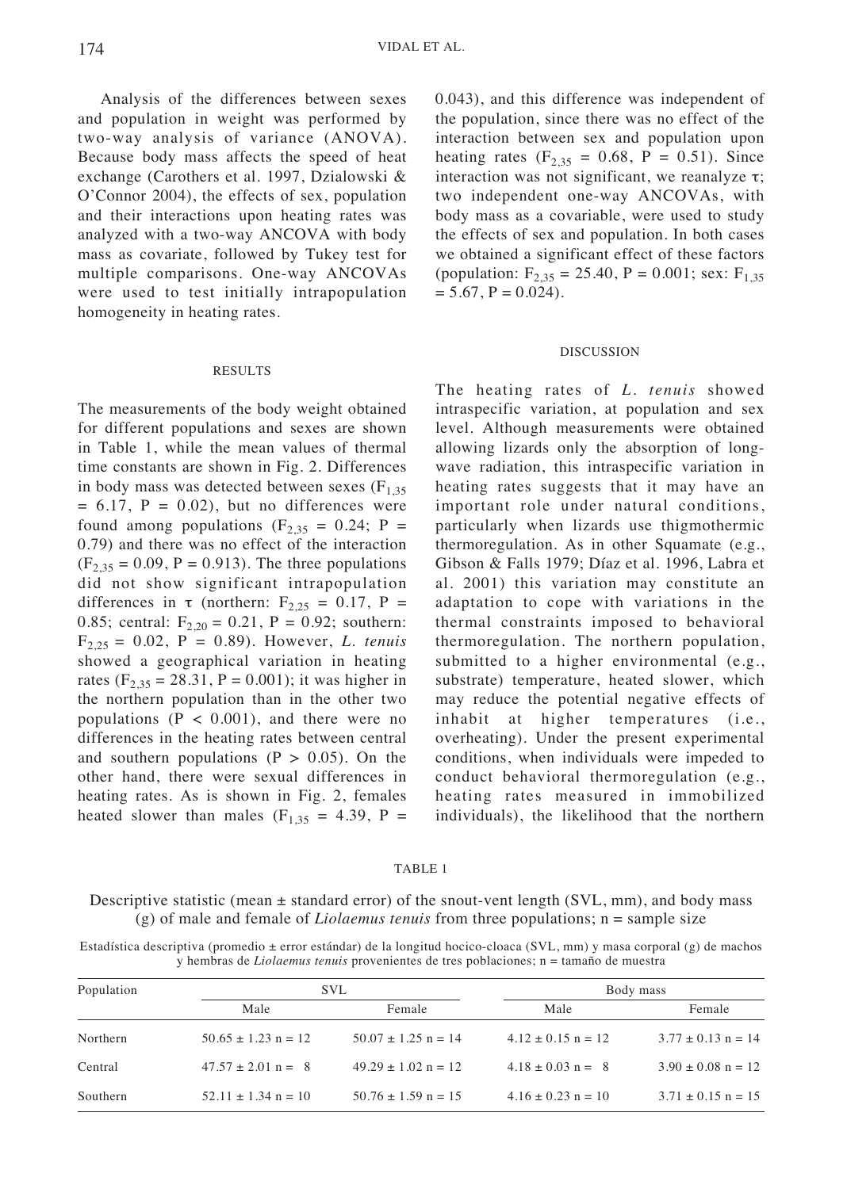Analysis of the differences between sexes and population in weight was performed by two-way analysis of variance (ANOVA). Because body mass affects the speed of heat exchange (Carothers et al. 1997, Dzialowski & O'Connor 2004), the effects of sex, population and their interactions upon heating rates was analyzed with a two-way ANCOVA with body mass as covariate, followed by Tukey test for multiple comparisons. One-way ANCOVAs were used to test initially intrapopulation homogeneity in heating rates.

## RESULTS

The measurements of the body weight obtained for different populations and sexes are shown in Table 1, while the mean values of thermal time constants are shown in Fig. 2. Differences in body mass was detected between sexes ($F_{1,35} = 6.17$, $P = 0.02$), but no differences were found among populations ($F_{2,35} = 0.24$; $P = 0.79$) and there was no effect of the interaction ($F_{2,35} = 0.09$, $P = 0.913$). The three populations did not show significant intrapopulation differences in $\tau$ (northern: $F_{2,25} = 0.17$, $P = 0.85$; central: $F_{2,20} = 0.21$, $P = 0.92$; southern: $F_{2,25} = 0.02$, $P = 0.89$). However, *L. tenuis* showed a geographical variation in heating rates ($F_{2,35} = 28.31$, $P = 0.001$); it was higher in the northern population than in the other two populations ($P < 0.001$), and there were no differences in the heating rates between central and southern populations ($P > 0.05$). On the other hand, there were sexual differences in heating rates. As is shown in Fig. 2, females heated slower than males ($F_{1,35} = 4.39$, $P = 0.043$), and this difference was independent of the population, since there was no effect of the interaction between sex and population upon heating rates ($F_{2,35} = 0.68$, $P = 0.51$). Since interaction was not significant, we reanalyze $\tau$; two independent one-way ANCOVAs, with body mass as a covariable, were used to study the effects of sex and population. In both cases we obtained a significant effect of these factors (population: $F_{2,35} = 25.40$, $P = 0.001$; sex: $F_{1,35} = 5.67$, $P = 0.024$).

## DISCUSSION

The heating rates of *L. tenuis* showed intraspecific variation, at population and sex level. Although measurements were obtained allowing lizards only the absorption of long-wave radiation, this intraspecific variation in heating rates suggests that it may have an important role under natural conditions, particularly when lizards use thigmothermic thermoregulation. As in other Squamate (e.g., Gibson & Falls 1979; Díaz et al. 1996, Labra et al. 2001) this variation may constitute an adaptation to cope with variations in the thermal constraints imposed to behavioral thermoregulation. The northern population, submitted to a higher environmental (e.g., substrate) temperature, heated slower, which may reduce the potential negative effects of inhabit at higher temperatures (i.e., overheating). Under the present experimental conditions, when individuals were impeded to conduct behavioral thermoregulation (e.g., heating rates measured in immobilized individuals), the likelihood that the northern

TABLE 1

Descriptive statistic (mean ± standard error) of the snout-vent length (SVL, mm), and body mass (g) of male and female of *Liolaemus tenuis* from three populations; n = sample size

Estadística descriptiva (promedio ± error estándar) de la longitud hocico-cloaca (SVL, mm) y masa corporal (g) de machos y hembras de *Liolaemus tenuis* provenientes de tres poblaciones; n = tamaño de muestra

| Population | SVL | | Body mass | |
|---|---|---|---|---|
| | Male | Female | Male | Female |
| Northern | 50.65 ± 1.23 n = 12 | 50.07 ± 1.25 n = 14 | 4.12 ± 0.15 n = 12 | 3.77 ± 0.13 n = 14 |
| Central | 47.57 ± 2.01 n = 8 | 49.29 ± 1.02 n = 12 | 4.18 ± 0.03 n = 8 | 3.90 ± 0.08 n = 12 |
| Southern | 52.11 ± 1.34 n = 10 | 50.76 ± 1.59 n = 15 | 4.16 ± 0.23 n = 10 | 3.71 ± 0.15 n = 15 |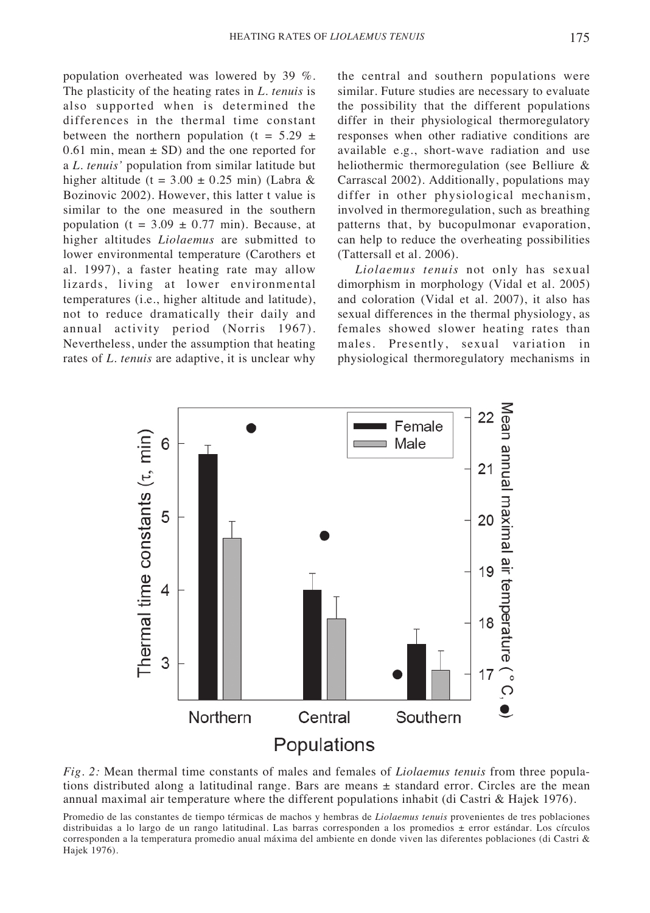population overheated was lowered by 39 %. The plasticity of the heating rates in *L. tenuis* is also supported when is determined the differences in the thermal time constant between the northern population (t = 5.29 ± 0.61 min, mean ± SD) and the one reported for a *L. tenuis'* population from similar latitude but higher altitude (t = 3.00 ± 0.25 min) (Labra & Bozinovic 2002). However, this latter t value is similar to the one measured in the southern population (t = 3.09 ± 0.77 min). Because, at higher altitudes *Liolaemus* are submitted to lower environmental temperature (Carothers et al. 1997), a faster heating rate may allow lizards, living at lower environmental temperatures (i.e., higher altitude and latitude), not to reduce dramatically their daily and annual activity period (Norris 1967). Nevertheless, under the assumption that heating rates of *L. tenuis* are adaptive, it is unclear why the central and southern populations were similar. Future studies are necessary to evaluate the possibility that the different populations differ in their physiological thermoregulatory responses when other radiative conditions are available e.g., short-wave radiation and use heliothermic thermoregulation (see Belliure & Carrascal 2002). Additionally, populations may differ in other physiological mechanism, involved in thermoregulation, such as breathing patterns that, by bucopulmonar evaporation, can help to reduce the overheating possibilities (Tattersall et al. 2006).

*Liolaemus tenuis* not only has sexual dimorphism in morphology (Vidal et al. 2005) and coloration (Vidal et al. 2007), it also has sexual differences in the thermal physiology, as females showed slower heating rates than males. Presently, sexual variation in physiological thermoregulatory mechanisms in

*Fig. 2:* Mean thermal time constants of males and females of *Liolaemus tenuis* from three populations distributed along a latitudinal range. Bars are means ± standard error. Circles are the mean annual maximal air temperature where the different populations inhabit (di Castri & Hajek 1976).

Promedio de las constantes de tiempo térmicas de machos y hembras de *Liolaemus tenuis* provenientes de tres poblaciones distribuidas a lo largo de un rango latitudinal. Las barras corresponden a los promedios ± error estándar. Los círculos corresponden a la temperatura promedio anual máxima del ambiente en donde viven las diferentes poblaciones (di Castri & Hajek 1976).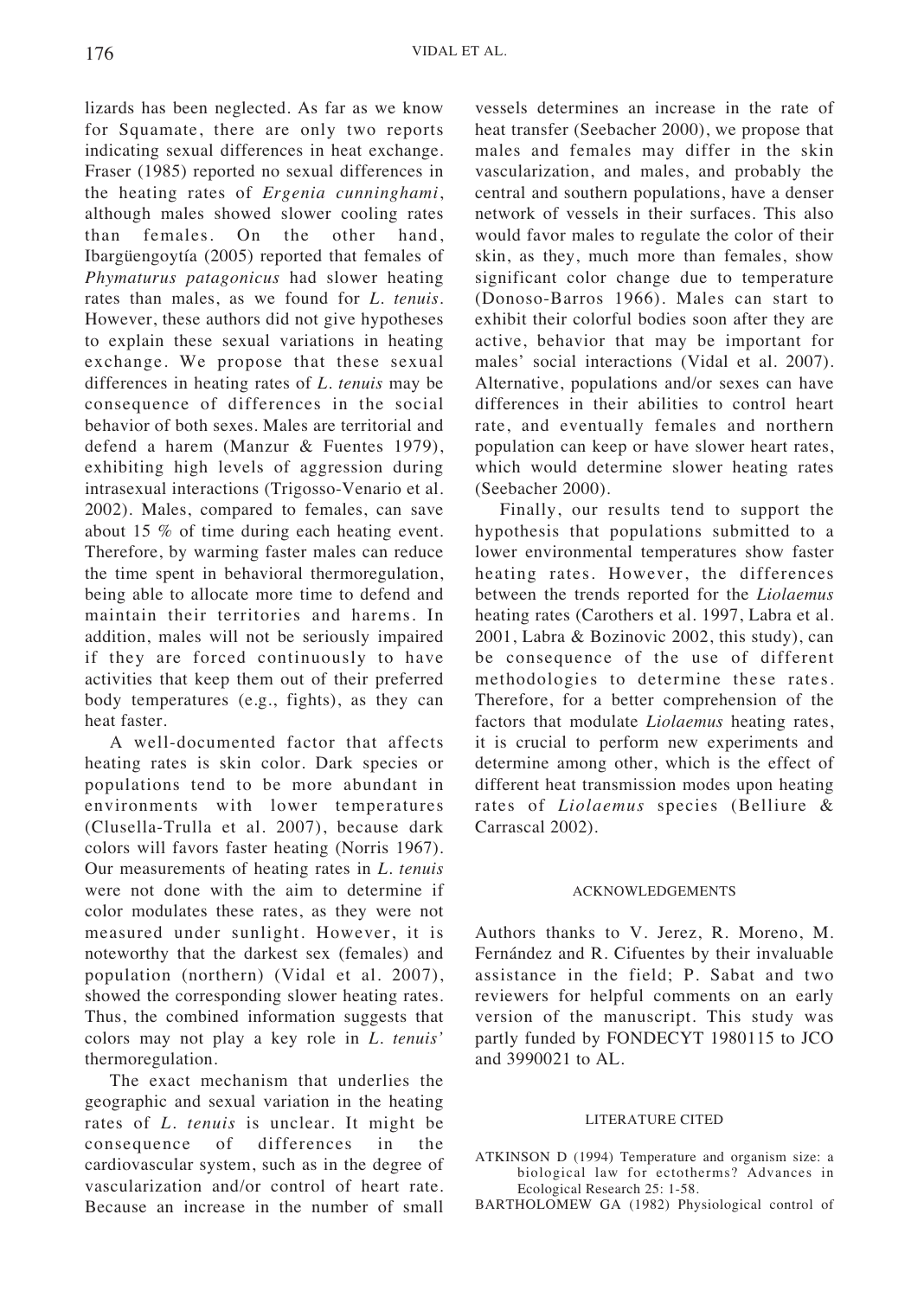lizards has been neglected. As far as we know for Squamate, there are only two reports indicating sexual differences in heat exchange. Fraser (1985) reported no sexual differences in the heating rates of *Ergenia cunninghami*, although males showed slower cooling rates than females. On the other hand, Ibargüengoytía (2005) reported that females of *Phymaturus patagonicus* had slower heating rates than males, as we found for *L. tenuis*. However, these authors did not give hypotheses to explain these sexual variations in heating exchange. We propose that these sexual differences in heating rates of *L. tenuis* may be consequence of differences in the social behavior of both sexes. Males are territorial and defend a harem (Manzur & Fuentes 1979), exhibiting high levels of aggression during intrasexual interactions (Trigosso-Venario et al. 2002). Males, compared to females, can save about 15 % of time during each heating event. Therefore, by warming faster males can reduce the time spent in behavioral thermoregulation, being able to allocate more time to defend and maintain their territories and harems. In addition, males will not be seriously impaired if they are forced continuously to have activities that keep them out of their preferred body temperatures (e.g., fights), as they can heat faster.

A well-documented factor that affects heating rates is skin color. Dark species or populations tend to be more abundant in environments with lower temperatures (Clusella-Trulla et al. 2007), because dark colors will favors faster heating (Norris 1967). Our measurements of heating rates in *L. tenuis* were not done with the aim to determine if color modulates these rates, as they were not measured under sunlight. However, it is noteworthy that the darkest sex (females) and population (northern) (Vidal et al. 2007), showed the corresponding slower heating rates. Thus, the combined information suggests that colors may not play a key role in *L. tenuis'* thermoregulation.

The exact mechanism that underlies the geographic and sexual variation in the heating rates of *L. tenuis* is unclear. It might be consequence of differences in the cardiovascular system, such as in the degree of vascularization and/or control of heart rate. Because an increase in the number of small vessels determines an increase in the rate of heat transfer (Seebacher 2000), we propose that males and females may differ in the skin vascularization, and males, and probably the central and southern populations, have a denser network of vessels in their surfaces. This also would favor males to regulate the color of their skin, as they, much more than females, show significant color change due to temperature (Donoso-Barros 1966). Males can start to exhibit their colorful bodies soon after they are active, behavior that may be important for males' social interactions (Vidal et al. 2007). Alternative, populations and/or sexes can have differences in their abilities to control heart rate, and eventually females and northern population can keep or have slower heart rates, which would determine slower heating rates (Seebacher 2000).

Finally, our results tend to support the hypothesis that populations submitted to a lower environmental temperatures show faster heating rates. However, the differences between the trends reported for the *Liolaemus* heating rates (Carothers et al. 1997, Labra et al. 2001, Labra & Bozinovic 2002, this study), can be consequence of the use of different methodologies to determine these rates. Therefore, for a better comprehension of the factors that modulate *Liolaemus* heating rates, it is crucial to perform new experiments and determine among other, which is the effect of different heat transmission modes upon heating rates of *Liolaemus* species (Belliure & Carrascal 2002).

## ACKNOWLEDGEMENTS

Authors thanks to V. Jerez, R. Moreno, M. Fernández and R. Cifuentes by their invaluable assistance in the field; P. Sabat and two reviewers for helpful comments on an early version of the manuscript. This study was partly funded by FONDECYT 1980115 to JCO and 3990021 to AL.

## LITERATURE CITED

ATKINSON D (1994) Temperature and organism size: a biological law for ectotherms? Advances in Ecological Research 25: 1-58.

BARTHOLOMEW GA (1982) Physiological control of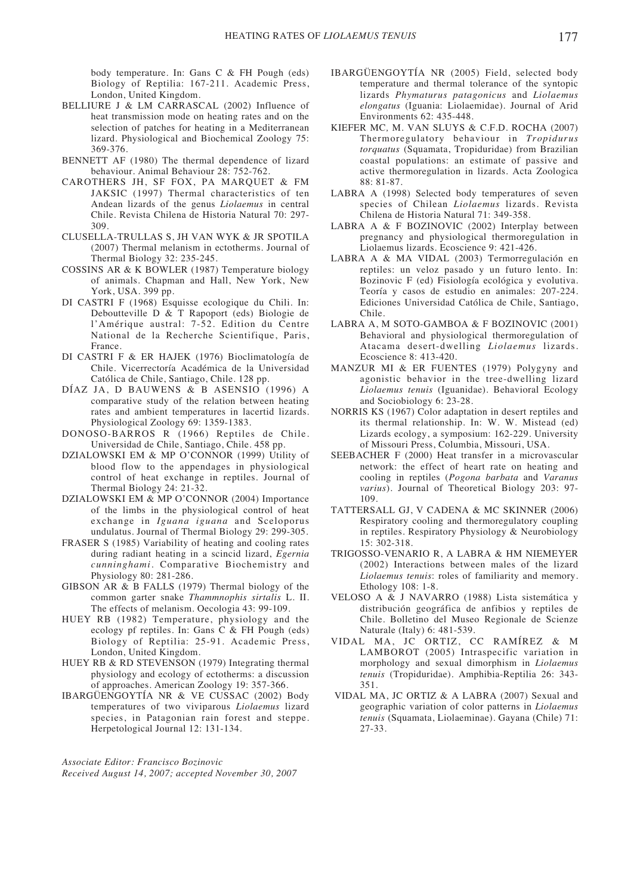body temperature. In: Gans C & FH Pough (eds) Biology of Reptilia: 167-211. Academic Press, London, United Kingdom.

BELLIURE J & LM CARRASCAL (2002) Influence of heat transmission mode on heating rates and on the selection of patches for heating in a Mediterranean lizard. Physiological and Biochemical Zoology 75: 369-376.

BENNETT AF (1980) The thermal dependence of lizard behaviour. Animal Behaviour 28: 752-762.

CAROTHERS JH, SF FOX, PA MARQUET & FM JAKSIC (1997) Thermal characteristics of ten Andean lizards of the genus *Liolaemus* in central Chile. Revista Chilena de Historia Natural 70: 297-309.

CLUSELLA-TRULLAS S, JH VAN WYK & JR SPOTILA (2007) Thermal melanism in ectotherms. Journal of Thermal Biology 32: 235-245.

COSSINS AR & K BOWLER (1987) Temperature biology of animals. Chapman and Hall, New York, New York, USA. 399 pp.

DI CASTRI F (1968) Esquisse ecologique du Chili. In: Deboutteville D & T Rapoport (eds) Biologie de l'Amérique austral: 7-52. Edition du Centre National de la Recherche Scientifique, Paris, France.

DI CASTRI F & ER HAJEK (1976) Bioclimatología de Chile. Vicerrectoría Académica de la Universidad Católica de Chile, Santiago, Chile. 128 pp.

DÍAZ JA, D BAUWENS & B ASENSIO (1996) A comparative study of the relation between heating rates and ambient temperatures in lacertid lizards. Physiological Zoology 69: 1359-1383.

DONOSO-BARROS R (1966) Reptiles de Chile. Universidad de Chile, Santiago, Chile. 458 pp.

DZIALOWSKI EM & MP O'CONNOR (1999) Utility of blood flow to the appendages in physiological control of heat exchange in reptiles. Journal of Thermal Biology 24: 21-32.

DZIALOWSKI EM & MP O'CONNOR (2004) Importance of the limbs in the physiological control of heat exchange in *Iguana iguana* and Sceloporus undulatus. Journal of Thermal Biology 29: 299-305.

FRASER S (1985) Variability of heating and cooling rates during radiant heating in a scincid lizard, *Egernia cunninghami*. Comparative Biochemistry and Physiology 80: 281-286.

GIBSON AR & B FALLS (1979) Thermal biology of the common garter snake *Thammnophis sirtalis* L. II. The effects of melanism. Oecologia 43: 99-109.

HUEY RB (1982) Temperature, physiology and the ecology pf reptiles. In: Gans C & FH Pough (eds) Biology of Reptilia: 25-91. Academic Press, London, United Kingdom.

HUEY RB & RD STEVENSON (1979) Integrating thermal physiology and ecology of ectotherms: a discussion of approaches. American Zoology 19: 357-366.

IBARGÜENGOYTÍA NR & VE CUSSAC (2002) Body temperatures of two viviparous *Liolaemus* lizard species, in Patagonian rain forest and steppe. Herpetological Journal 12: 131-134.

IBARGÜENGOYTÍA NR (2005) Field, selected body temperature and thermal tolerance of the syntopic lizards *Phymaturus patagonicus* and *Liolaemus elongatus* (Iguania: Liolaemidae). Journal of Arid Environments 62: 435-448.

KIEFER MC, M. VAN SLUYS & C.F.D. ROCHA (2007) Thermoregulatory behaviour in *Tropidurus torquatus* (Squamata, Tropiduridae) from Brazilian coastal populations: an estimate of passive and active thermoregulation in lizards. Acta Zoologica 88: 81-87.

LABRA A (1998) Selected body temperatures of seven species of Chilean *Liolaemus* lizards. Revista Chilena de Historia Natural 71: 349-358.

LABRA A & F BOZINOVIC (2002) Interplay between pregnancy and physiological thermoregulation in Liolaemus lizards. Ecoscience 9: 421-426.

LABRA A & MA VIDAL (2003) Termorregulación en reptiles: un veloz pasado y un futuro lento. In: Bozinovic F (ed) Fisiología ecológica y evolutiva. Teoría y casos de estudio en animales: 207-224. Ediciones Universidad Católica de Chile, Santiago, Chile.

LABRA A, M SOTO-GAMBOA & F BOZINOVIC (2001) Behavioral and physiological thermoregulation of Atacama desert-dwelling *Liolaemus* lizards. Ecoscience 8: 413-420.

MANZUR MI & ER FUENTES (1979) Polygyny and agonistic behavior in the tree-dwelling lizard *Liolaemus tenuis* (Iguanidae). Behavioral Ecology and Sociobiology 6: 23-28.

NORRIS KS (1967) Color adaptation in desert reptiles and its thermal relationship. In: W. W. Mistead (ed) Lizards ecology, a symposium: 162-229. University of Missouri Press, Columbia, Missouri, USA.

SEEBACHER F (2000) Heat transfer in a microvascular network: the effect of heart rate on heating and cooling in reptiles (*Pogona barbata* and *Varanus varius*). Journal of Theoretical Biology 203: 97-109.

TATTERSALL GJ, V CADENA & MC SKINNER (2006) Respiratory cooling and thermoregulatory coupling in reptiles. Respiratory Physiology & Neurobiology 15: 302-318.

TRIGOSSO-VENARIO R, A LABRA & HM NIEMEYER (2002) Interactions between males of the lizard *Liolaemus tenuis*: roles of familiarity and memory. Ethology 108: 1-8.

VELOSO A & J NAVARRO (1988) Lista sistemática y distribución geográfica de anfibios y reptiles de Chile. Bolletino del Museo Regionale de Scienze Naturale (Italy) 6: 481-539.

VIDAL MA, JC ORTIZ, CC RAMÍREZ & M LAMBOROT (2005) Intraspecific variation in morphology and sexual dimorphism in *Liolaemus tenuis* (Tropiduridae). Amphibia-Reptilia 26: 343-351.

VIDAL MA, JC ORTIZ & A LABRA (2007) Sexual and geographic variation of color patterns in *Liolaemus tenuis* (Squamata, Liolaeminae). Gayana (Chile) 71: 27-33.

*Associate Editor: Francisco Bozinovic*
*Received August 14, 2007; accepted November 30, 2007*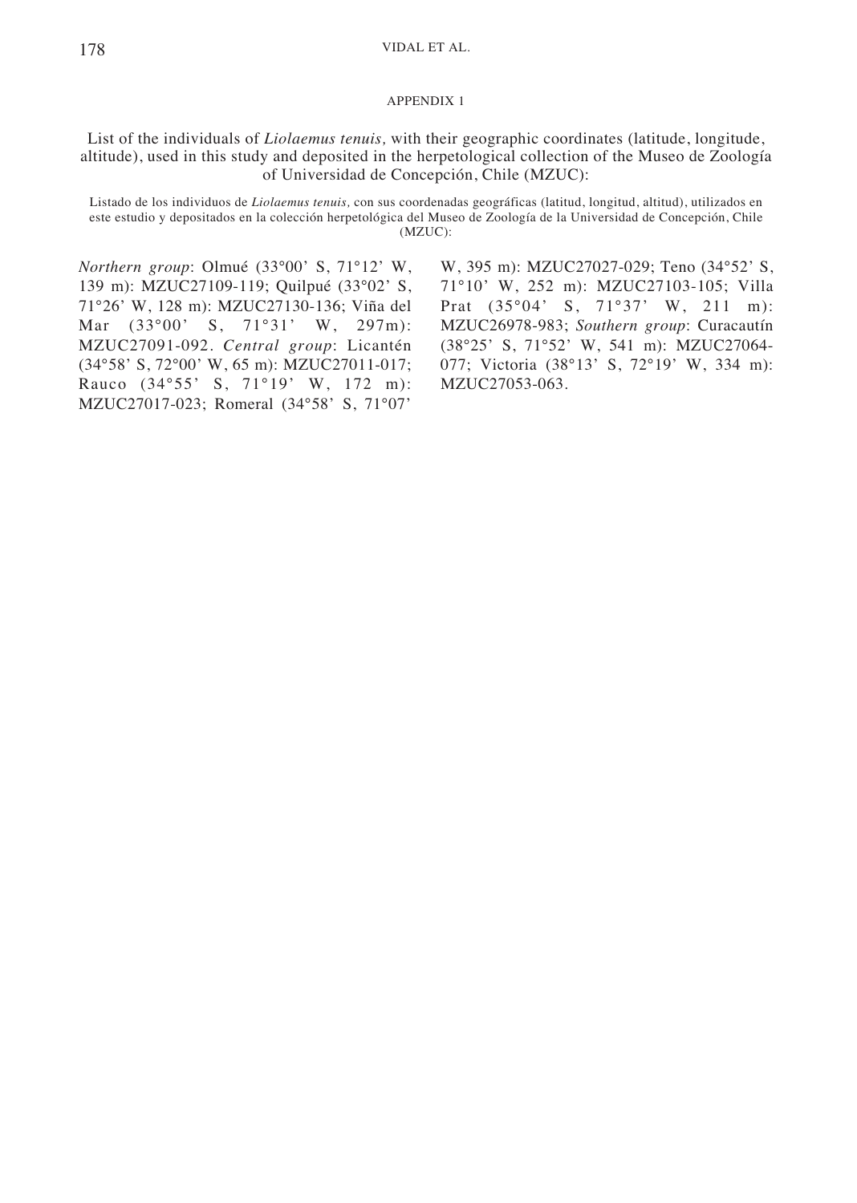## APPENDIX 1

List of the individuals of *Liolaemus tenuis,* with their geographic coordinates (latitude, longitude, altitude), used in this study and deposited in the herpetological collection of the Museo de Zoología of Universidad de Concepción, Chile (MZUC):

Listado de los individuos de *Liolaemus tenuis,* con sus coordenadas geográficas (latitud, longitud, altitud), utilizados en este estudio y depositados en la colección herpetológica del Museo de Zoología de la Universidad de Concepción, Chile (MZUC):

*Northern group*: Olmué (33°00' S, 71°12' W, 139 m): MZUC27109-119; Quilpué (33°02' S, 71°26' W, 128 m): MZUC27130-136; Viña del Mar (33°00' S, 71°31' W, 297m): MZUC27091-092. *Central group*: Licantén (34°58' S, 72°00' W, 65 m): MZUC27011-017; Rauco (34°55' S, 71°19' W, 172 m): MZUC27017-023; Romeral (34°58' S, 71°07' W, 395 m): MZUC27027-029; Teno (34°52' S, 71°10' W, 252 m): MZUC27103-105; Villa Prat (35°04' S, 71°37' W, 211 m): MZUC26978-983; *Southern group*: Curacautín (38°25' S, 71°52' W, 541 m): MZUC27064-077; Victoria (38°13' S, 72°19' W, 334 m): MZUC27053-063.